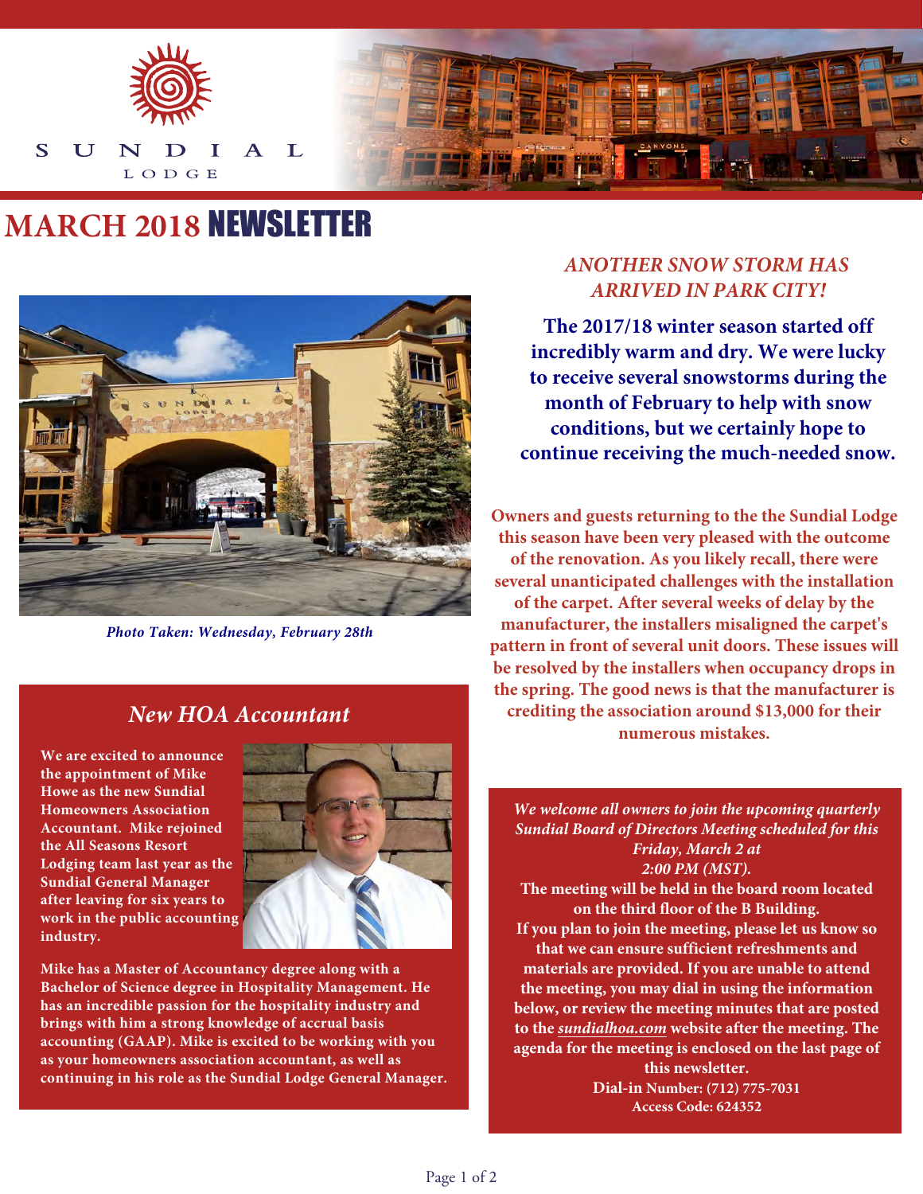SUNDIAL LODGE

# MARCH 2018 NEWSLETTER

*Photo Taken: Wednesday, February 28th*

## *New HOA Accountant*

**We are excited to announce the appointment of Mike Howe as the new Sundial Homeowners Association Accountant. Mike rejoined the All Seasons Resort Lodging team last year as the Sundial General Manager after leaving for six years to work in the public accounting industry.**

**Mike has a Master of Accountancy degree along with a Bachelor of Science degree in Hospitality Management. He has an incredible passion for the hospitality industry and brings with him a strong knowledge of accrual basis accounting (GAAP). Mike is excited to be working with you as your homeowners association accountant, as well as continuing in his role as the Sundial Lodge General Manager.**

## *ANOTHER SNOW STORM HAS ARRIVED IN PARK CITY!*

**The 2017/18 winter season started off incredibly warm and dry. We were lucky to receive several snowstorms during the month of February to help with snow conditions, but we certainly hope to continue receiving the much-needed snow.**

**Owners and guests returning to the the Sundial Lodge this season have been very pleased with the outcome of the renovation. As you likely recall, there were several unanticipated challenges with the installation of the carpet. After several weeks of delay by the manufacturer, the installers misaligned the carpet's pattern in front of several unit doors. These issues will be resolved by the installers when occupancy drops in the spring. The good news is that the manufacturer is crediting the association around $13,000 for their numerous mistakes.**

***We welcome all owners to join the upcoming quarterly Sundial Board of Directors Meeting scheduled for this Friday, March 2 at 2:00 PM (MST).***

**The meeting will be held in the board room located on the third floor of the B Building. If you plan to join the meeting, please let us know so that we can ensure sufficient refreshments and materials are provided. If you are unable to attend the meeting, you may dial in using the information below, or review the meeting minutes that are posted to the *sundialhoa.com* website after the meeting. The agenda for the meeting is enclosed on the last page of this newsletter.**

**Dial-in Number: (712) 775-7031**
**Access Code: 624352**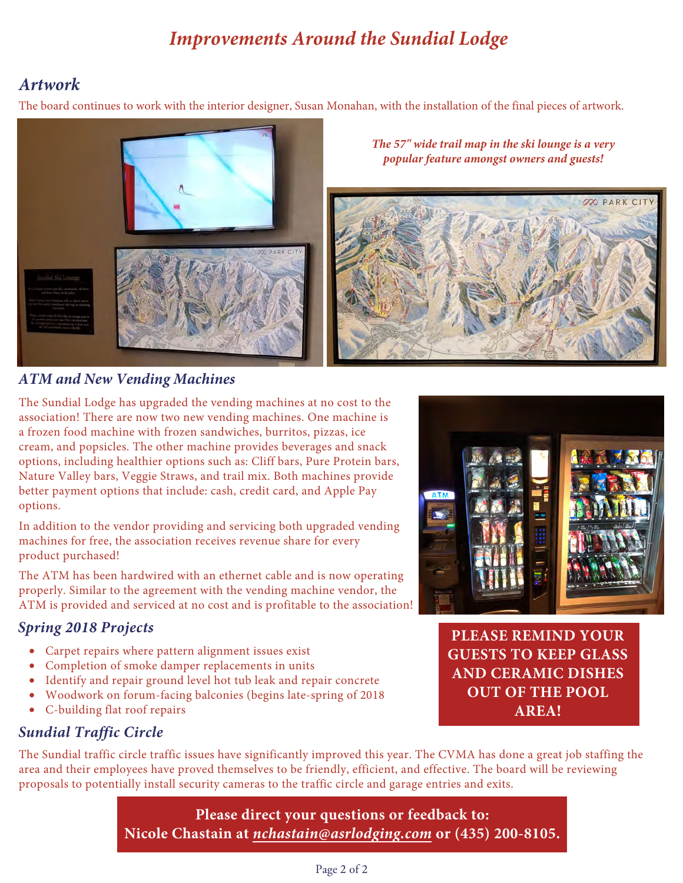# *Improvements Around the Sundial Lodge*

## *Artwork*

The board continues to work with the interior designer, Susan Monahan, with the installation of the final pieces of artwork.

***The 57" wide trail map in the ski lounge is a very popular feature amongst owners and guests!***

## *ATM and New Vending Machines*

The Sundial Lodge has upgraded the vending machines at no cost to the association! There are now two new vending machines. One machine is a frozen food machine with frozen sandwiches, burritos, pizzas, ice cream, and popsicles. The other machine provides beverages and snack options, including healthier options such as: Cliff bars, Pure Protein bars, Nature Valley bars, Veggie Straws, and trail mix. Both machines provide better payment options that include: cash, credit card, and Apple Pay options.

In addition to the vendor providing and servicing both upgraded vending machines for free, the association receives revenue share for every product purchased!

The ATM has been hardwired with an ethernet cable and is now operating properly. Similar to the agreement with the vending machine vendor, the ATM is provided and serviced at no cost and is profitable to the association!

**PLEASE REMIND YOUR GUESTS TO KEEP GLASS AND CERAMIC DISHES OUT OF THE POOL AREA!**

## *Spring 2018 Projects*

- Carpet repairs where pattern alignment issues exist
- Completion of smoke damper replacements in units
- Identify and repair ground level hot tub leak and repair concrete
- Woodwork on forum-facing balconies (begins late-spring of 2018
- C-building flat roof repairs

## *Sundial Traffic Circle*

The Sundial traffic circle traffic issues have significantly improved this year. The CVMA has done a great job staffing the area and their employees have proved themselves to be friendly, efficient, and effective. The board will be reviewing proposals to potentially install security cameras to the traffic circle and garage entries and exits.

**Please direct your questions or feedback to:**
**Nicole Chastain at *nchastain@asrlodging.com* or (435) 200-8105.**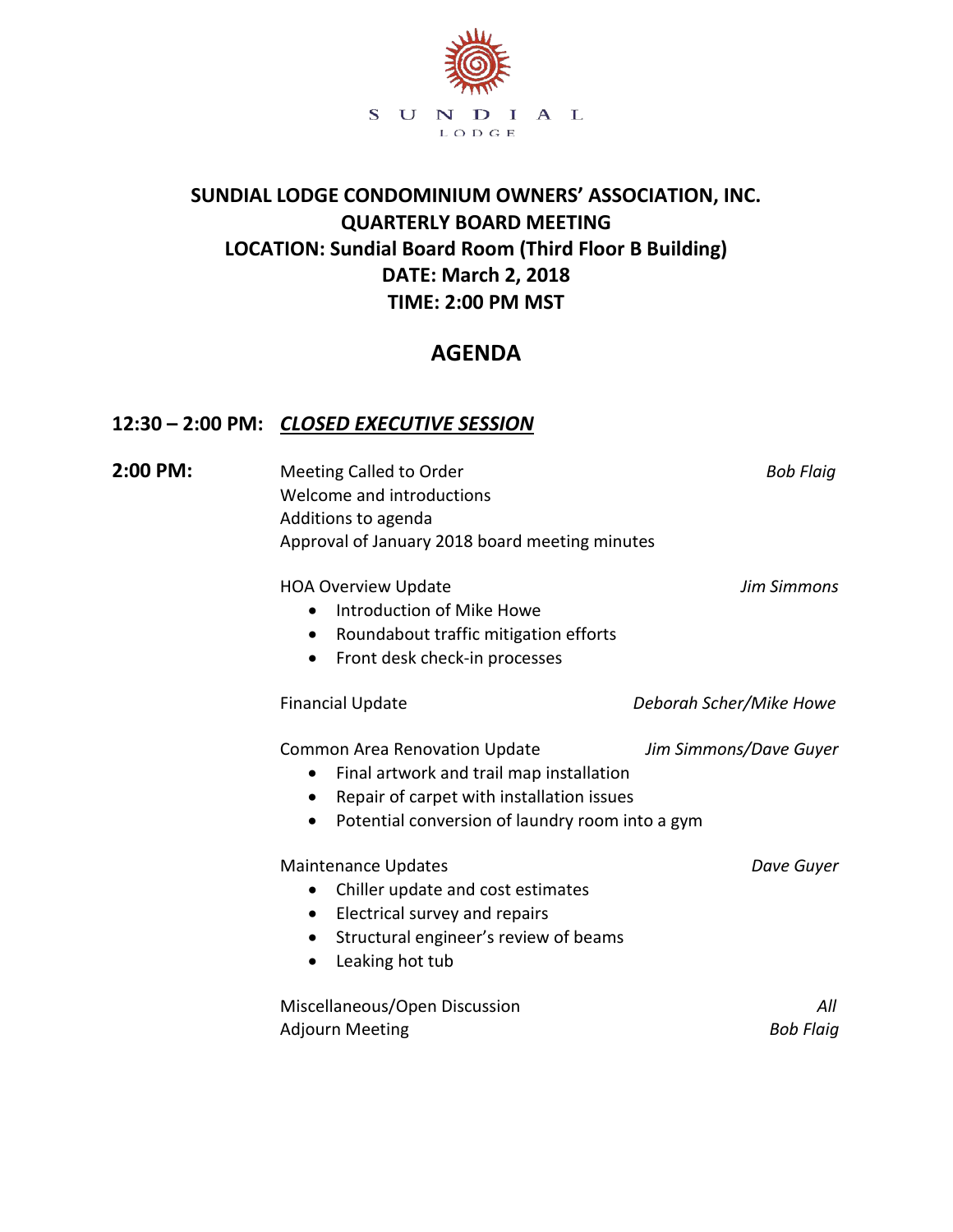SUNDIAL LODGE

# SUNDIAL LODGE CONDOMINIUM OWNERS' ASSOCIATION, INC.
## QUARTERLY BOARD MEETING
## LOCATION: Sundial Board Room (Third Floor B Building)
## DATE: March 2, 2018
## TIME: 2:00 PM MST

# AGENDA

**12:30 – 2:00 PM:** ***CLOSED EXECUTIVE SESSION***

**2:00 PM:**

Meeting Called to Order — *Bob Flaig*
Welcome and introductions
Additions to agenda
Approval of January 2018 board meeting minutes

HOA Overview Update — *Jim Simmons*
- Introduction of Mike Howe
- Roundabout traffic mitigation efforts
- Front desk check-in processes

Financial Update — *Deborah Scher/Mike Howe*

Common Area Renovation Update — *Jim Simmons/Dave Guyer*
- Final artwork and trail map installation
- Repair of carpet with installation issues
- Potential conversion of laundry room into a gym

Maintenance Updates — *Dave Guyer*
- Chiller update and cost estimates
- Electrical survey and repairs
- Structural engineer's review of beams
- Leaking hot tub

Miscellaneous/Open Discussion — *All*
Adjourn Meeting — *Bob Flaig*